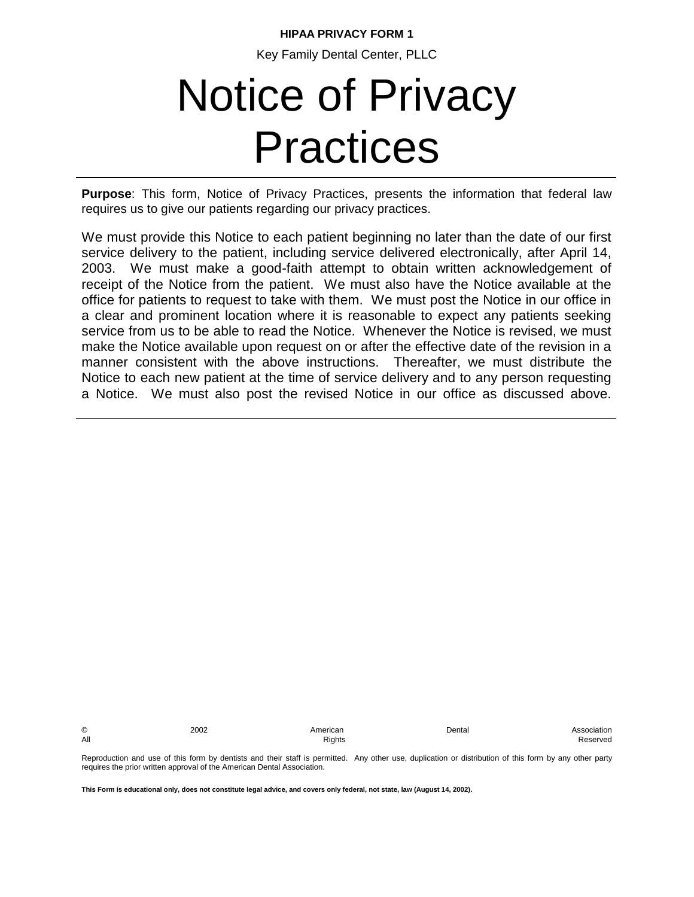**HIPAA PRIVACY FORM 1**

Key Family Dental Center, PLLC

# Notice of Privacy Practices

---

**Purpose**: This form, Notice of Privacy Practices, presents the information that federal law requires us to give our patients regarding our privacy practices.

We must provide this Notice to each patient beginning no later than the date of our first service delivery to the patient, including service delivered electronically, after April 14, 2003. We must make a good-faith attempt to obtain written acknowledgement of receipt of the Notice from the patient. We must also have the Notice available at the office for patients to request to take with them. We must post the Notice in our office in a clear and prominent location where it is reasonable to expect any patients seeking service from us to be able to read the Notice. Whenever the Notice is revised, we must make the Notice available upon request on or after the effective date of the revision in a manner consistent with the above instructions. Thereafter, we must distribute the Notice to each new patient at the time of service delivery and to any person requesting a Notice. We must also post the revised Notice in our office as discussed above.

---

© 2002 American Dental Association
All Rights Reserved

Reproduction and use of this form by dentists and their staff is permitted. Any other use, duplication or distribution of this form by any other party requires the prior written approval of the American Dental Association.

**This Form is educational only, does not constitute legal advice, and covers only federal, not state, law (August 14, 2002).**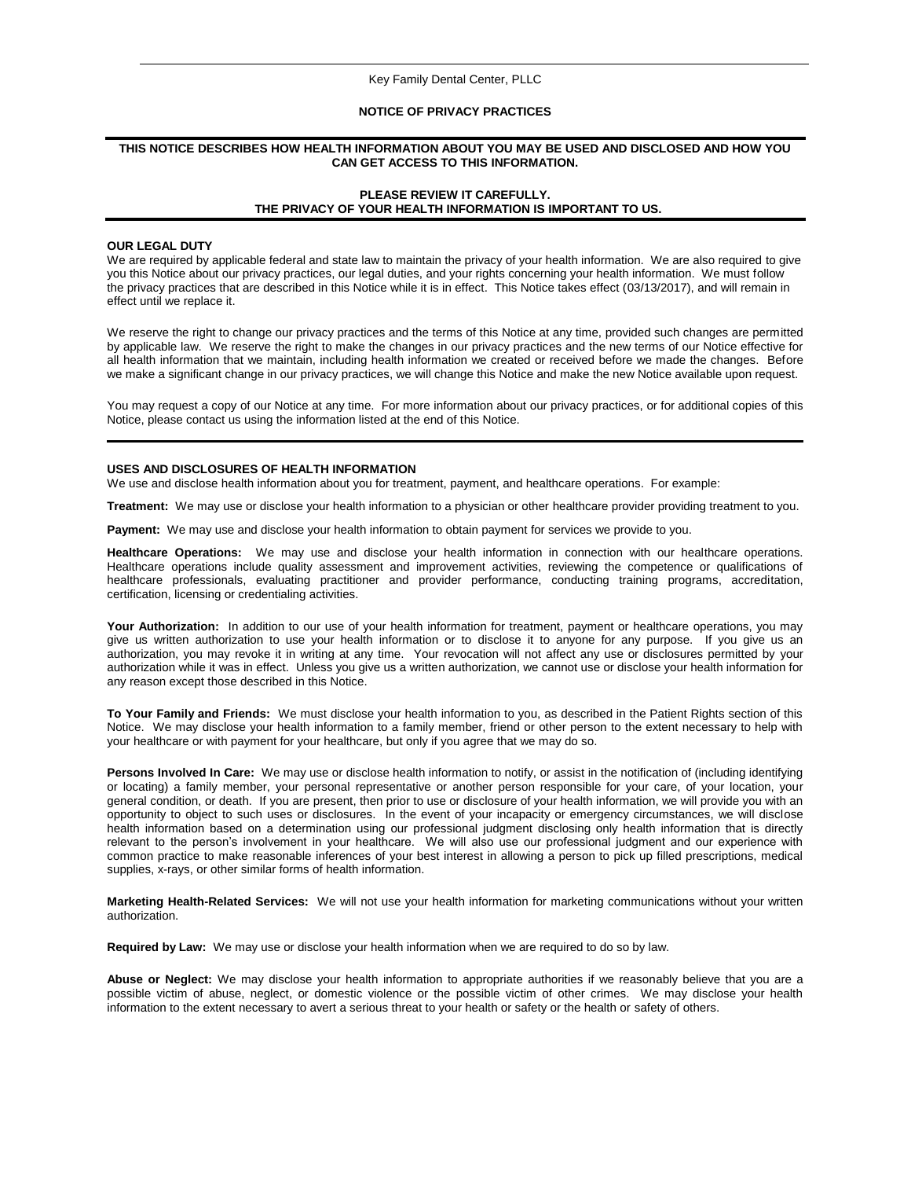Key Family Dental Center, PLLC

# NOTICE OF PRIVACY PRACTICES

**THIS NOTICE DESCRIBES HOW HEALTH INFORMATION ABOUT YOU MAY BE USED AND DISCLOSED AND HOW YOU CAN GET ACCESS TO THIS INFORMATION.**

**PLEASE REVIEW IT CAREFULLY.**
**THE PRIVACY OF YOUR HEALTH INFORMATION IS IMPORTANT TO US.**

## OUR LEGAL DUTY

We are required by applicable federal and state law to maintain the privacy of your health information. We are also required to give you this Notice about our privacy practices, our legal duties, and your rights concerning your health information. We must follow the privacy practices that are described in this Notice while it is in effect. This Notice takes effect (03/13/2017), and will remain in effect until we replace it.

We reserve the right to change our privacy practices and the terms of this Notice at any time, provided such changes are permitted by applicable law. We reserve the right to make the changes in our privacy practices and the new terms of our Notice effective for all health information that we maintain, including health information we created or received before we made the changes. Before we make a significant change in our privacy practices, we will change this Notice and make the new Notice available upon request.

You may request a copy of our Notice at any time. For more information about our privacy practices, or for additional copies of this Notice, please contact us using the information listed at the end of this Notice.

## USES AND DISCLOSURES OF HEALTH INFORMATION

We use and disclose health information about you for treatment, payment, and healthcare operations. For example:

**Treatment:** We may use or disclose your health information to a physician or other healthcare provider providing treatment to you.

**Payment:** We may use and disclose your health information to obtain payment for services we provide to you.

**Healthcare Operations:** We may use and disclose your health information in connection with our healthcare operations. Healthcare operations include quality assessment and improvement activities, reviewing the competence or qualifications of healthcare professionals, evaluating practitioner and provider performance, conducting training programs, accreditation, certification, licensing or credentialing activities.

**Your Authorization:** In addition to our use of your health information for treatment, payment or healthcare operations, you may give us written authorization to use your health information or to disclose it to anyone for any purpose. If you give us an authorization, you may revoke it in writing at any time. Your revocation will not affect any use or disclosures permitted by your authorization while it was in effect. Unless you give us a written authorization, we cannot use or disclose your health information for any reason except those described in this Notice.

**To Your Family and Friends:** We must disclose your health information to you, as described in the Patient Rights section of this Notice. We may disclose your health information to a family member, friend or other person to the extent necessary to help with your healthcare or with payment for your healthcare, but only if you agree that we may do so.

**Persons Involved In Care:** We may use or disclose health information to notify, or assist in the notification of (including identifying or locating) a family member, your personal representative or another person responsible for your care, of your location, your general condition, or death. If you are present, then prior to use or disclosure of your health information, we will provide you with an opportunity to object to such uses or disclosures. In the event of your incapacity or emergency circumstances, we will disclose health information based on a determination using our professional judgment disclosing only health information that is directly relevant to the person's involvement in your healthcare. We will also use our professional judgment and our experience with common practice to make reasonable inferences of your best interest in allowing a person to pick up filled prescriptions, medical supplies, x-rays, or other similar forms of health information.

**Marketing Health-Related Services:** We will not use your health information for marketing communications without your written authorization.

**Required by Law:** We may use or disclose your health information when we are required to do so by law.

**Abuse or Neglect:** We may disclose your health information to appropriate authorities if we reasonably believe that you are a possible victim of abuse, neglect, or domestic violence or the possible victim of other crimes. We may disclose your health information to the extent necessary to avert a serious threat to your health or safety or the health or safety of others.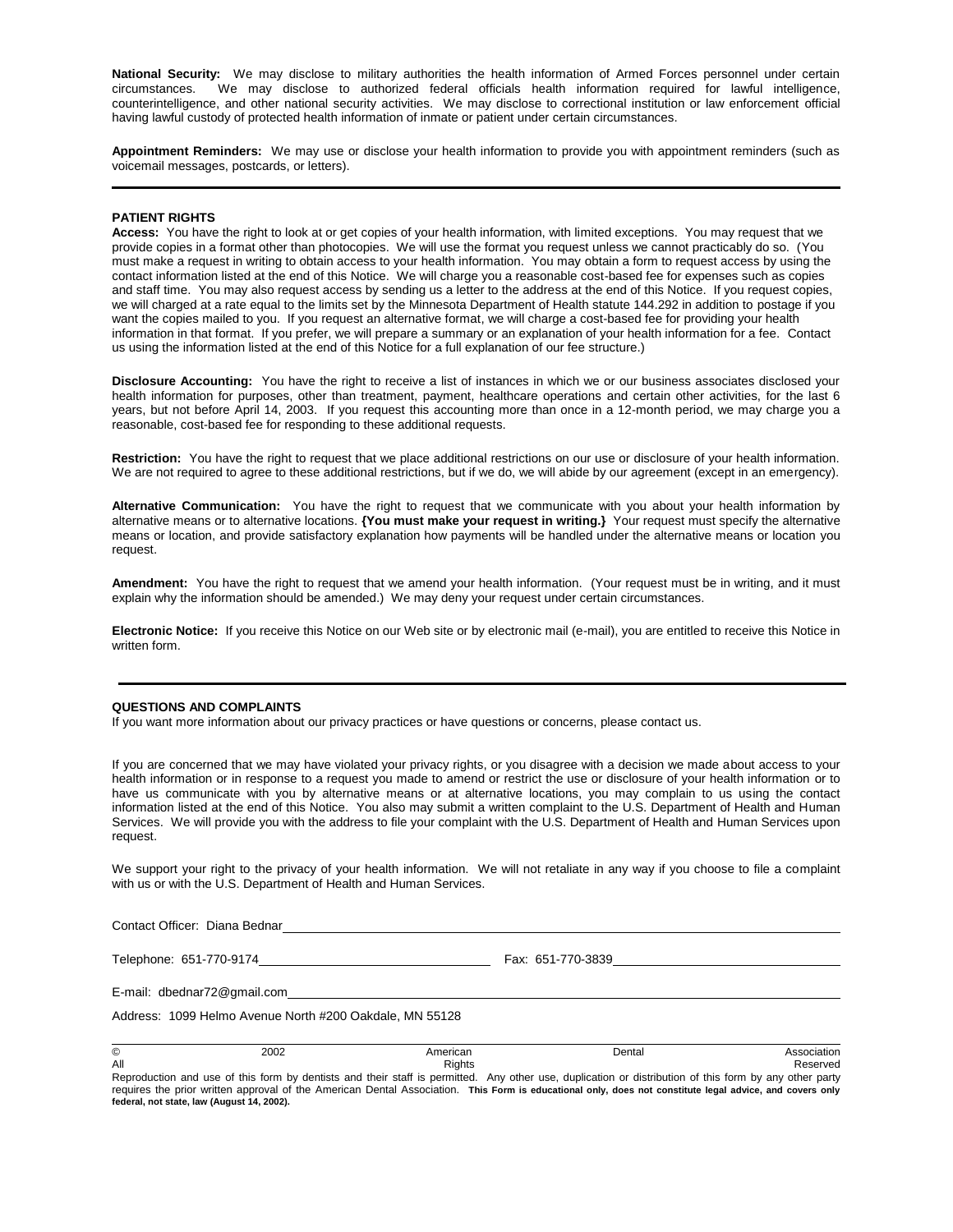**National Security:** We may disclose to military authorities the health information of Armed Forces personnel under certain circumstances. We may disclose to authorized federal officials health information required for lawful intelligence, counterintelligence, and other national security activities. We may disclose to correctional institution or law enforcement official having lawful custody of protected health information of inmate or patient under certain circumstances.

**Appointment Reminders:** We may use or disclose your health information to provide you with appointment reminders (such as voicemail messages, postcards, or letters).

---

**PATIENT RIGHTS**

**Access:** You have the right to look at or get copies of your health information, with limited exceptions. You may request that we provide copies in a format other than photocopies. We will use the format you request unless we cannot practicably do so. (You must make a request in writing to obtain access to your health information. You may obtain a form to request access by using the contact information listed at the end of this Notice. We will charge you a reasonable cost-based fee for expenses such as copies and staff time. You may also request access by sending us a letter to the address at the end of this Notice. If you request copies, we will charged at a rate equal to the limits set by the Minnesota Department of Health statute 144.292 in addition to postage if you want the copies mailed to you. If you request an alternative format, we will charge a cost-based fee for providing your health information in that format. If you prefer, we will prepare a summary or an explanation of your health information for a fee. Contact us using the information listed at the end of this Notice for a full explanation of our fee structure.)

**Disclosure Accounting:** You have the right to receive a list of instances in which we or our business associates disclosed your health information for purposes, other than treatment, payment, healthcare operations and certain other activities, for the last 6 years, but not before April 14, 2003. If you request this accounting more than once in a 12-month period, we may charge you a reasonable, cost-based fee for responding to these additional requests.

**Restriction:** You have the right to request that we place additional restrictions on our use or disclosure of your health information. We are not required to agree to these additional restrictions, but if we do, we will abide by our agreement (except in an emergency).

**Alternative Communication:** You have the right to request that we communicate with you about your health information by alternative means or to alternative locations. **{You must make your request in writing.}** Your request must specify the alternative means or location, and provide satisfactory explanation how payments will be handled under the alternative means or location you request.

**Amendment:** You have the right to request that we amend your health information. (Your request must be in writing, and it must explain why the information should be amended.) We may deny your request under certain circumstances.

**Electronic Notice:** If you receive this Notice on our Web site or by electronic mail (e-mail), you are entitled to receive this Notice in written form.

---

**QUESTIONS AND COMPLAINTS**

If you want more information about our privacy practices or have questions or concerns, please contact us.

If you are concerned that we may have violated your privacy rights, or you disagree with a decision we made about access to your health information or in response to a request you made to amend or restrict the use or disclosure of your health information or to have us communicate with you by alternative means or at alternative locations, you may complain to us using the contact information listed at the end of this Notice. You also may submit a written complaint to the U.S. Department of Health and Human Services. We will provide you with the address to file your complaint with the U.S. Department of Health and Human Services upon request.

We support your right to the privacy of your health information. We will not retaliate in any way if you choose to file a complaint with us or with the U.S. Department of Health and Human Services.

Contact Officer: Diana Bednar

Telephone: 651-770-9174 Fax: 651-770-3839

E-mail: dbednar72@gmail.com

Address: 1099 Helmo Avenue North #200 Oakdale, MN 55128

---

© 2002 American Dental Association All Rights Reserved

Reproduction and use of this form by dentists and their staff is permitted. Any other use, duplication or distribution of this form by any other party requires the prior written approval of the American Dental Association. **This Form is educational only, does not constitute legal advice, and covers only federal, not state, law (August 14, 2002).**